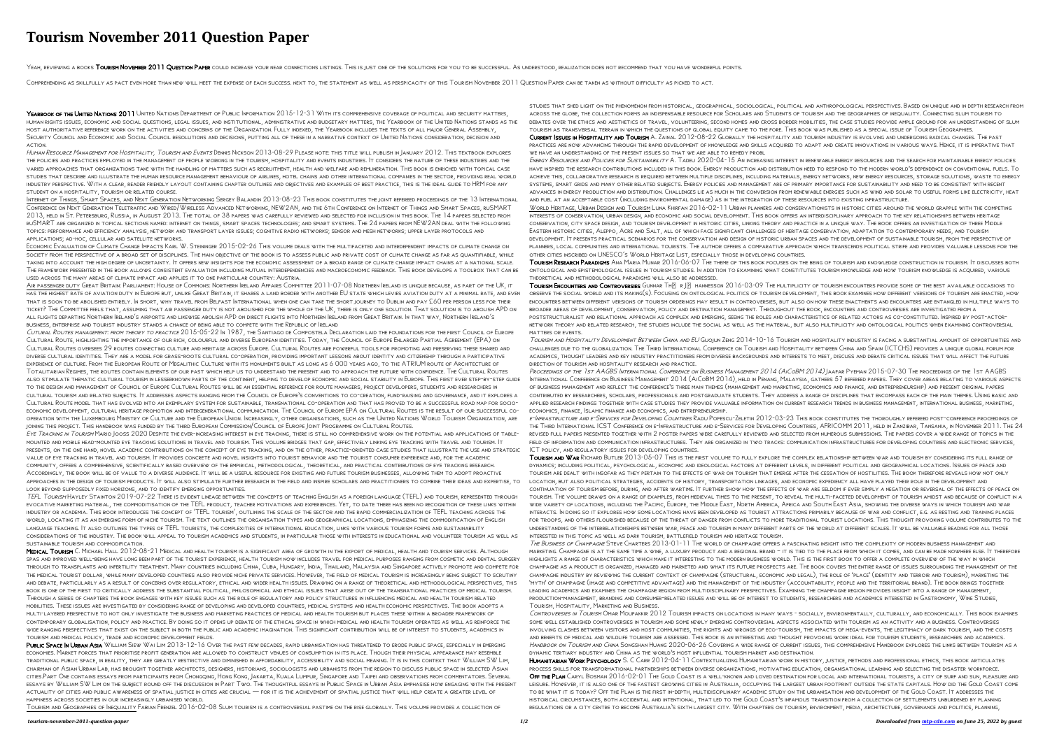# Tourism November 2011 Question Paper

Yeah, reviewing a books **Tourism November 2011 Question Paper** could increase your near connections listings. This is just one of the solutions for you to be successful. As understood, realization does not recommend that you have wonderful points.

Comprehending as skillfully as pact even more than new will meet the expense of each success. next to, the statement as well as perspicacity of this Tourism November 2011 Question Paper can be taken as without difficulty as picked to act.

**Yearbook of the United Nations 2011** United Nations Department of Public Information 2015-12-31 With its comprehensive coverage of political and security matters, human rights issues, economic and social questions, legal issues, and institutional, administrative and budgetary matters, the Yearbook of the United Nations stands as the most authoritative reference work on the activities and concerns of the Organization. Fully indexed, the Yearbook includes the texts of all major General Assembly, Security Council and Economic and Social Council resolutions and decisions, putting all of these in a narrative context of United Nations consideration, decision and action.

*Human Resource Management for Hospitality, Tourism and Events* Dennis Nickson 2013-08-29 Please note: this title will publish in January 2012. This textbook explores the policies and practices employed in the management of people working in the tourism, hospitality and events industries. It considers the nature of these industries and the varied approaches that organizations take with the handling of matters such as recruitment, health and welfare and remuneration. This book is enriched with topical case studies that describe and illustrate the human resource management behaviour of airlines, hotel chains and other international companies in the sector, providing real world industry perspective. With a clear, reader friendly layout containing chapter outlines and objectives and examples of best practice, this is the ideal guide to HRM for any student on a hospitality, tourism or related course.

Internet of Things, Smart Spaces, and Next Generation Networking Sergey Balandin 2013-08-23 This book constitutes the joint refereed proceedings of the 13 International Conference on Next Generation Teletraffic and Wired/Wireless Advanced Networking, NEW2AN, and the 6th Conference on Internet of Things and Smart Spaces, ruSMART 2013, held in St. Petersburg, Russia, in August 2013. The total of 38 papers was carefully reviewed and selected for inclusion in this book. The 14 papers selected from ruSMART are organized in topical sections named: internet on things, smart spaces technologies; and smart systems. The 24 papers from NEW2AN deal with the following topics: performance and efficiency analysis, network and transport layer issues; cognitive radio networks; sensor and mesh networks; upper layer protocols and applications; ad-hoc, cellular and satellite networks.

Economic Evaluation of Climate Change Impacts Karl W. Steininger 2015-02-26 This volume deals with the multifaceted and interdependent impacts of climate change on society from the perspective of a broad set of disciplines. The main objective of the book is to assess public and private cost of climate change as far as quantifiable, while taking into account the high degree of uncertainty. It offers new insights for the economic assessment of a broad range of climate change impact chains at a national scale. The framework presented in the book allows consistent evaluation including mutual interdependencies and macroeconomic feedback. This book develops a toolbox that can be used across the many areas of climate impact and applies it to one particular country: Austria.

Air passenger duty Great Britain: Parliament: House of Commons: Northern Ireland Affairs Committee 2011-07-08 Northern Ireland is unique because, as part of the UK, it has the highest rate of aviation duty in Europe but, unlike Great Britain, it shares a land border with another EU state which levies aviation duty at a minimal rate, and even that is soon to be abolished entirely. In short, why travel from Belfast International when one can take the short journey to Dublin and pay £60 per person less for their ticket? The Committee feels that, assuming that air passenger duty is not abolished for the whole of the UK, there is only one solution. That solution is to abolish APD on all flights departing Northern Ireland's airports and likewise abolish APD on direct flights into Northern Ireland from Great Britain. In that way, Northern Ireland's business, enterprise and tourist industry stands a chance of being able to compete with the Republic of Ireland

*Cultural Routes management: from theory to practice* 2015-05-22 In 1987, the Santiago de Compostela Declaration laid the foundations for the first Council of Europe Cultural Route, highlighting the importance of our rich, colourful and diverse European identities. Today, the Council of Europe Enlarged Partial Agreement (EPA) on Cultural Routes oversees 29 routes connecting culture and heritage across Europe. Cultural Routes are powerful tools for promoting and preserving these shared and diverse cultural identities. They are a model for grass-roots cultural co-operation, providing important lessons about identity and citizenship through a participative experience of culture. From the European Route of Megalithic Culture with its monuments built as long as 6 000 years ago, to the ATRIUM route of Architecture of Totalitarian Regimes, the routes contain elements of our past which help us to understand the present and to approach the future with confidence. The Cultural Routes also stimulate thematic cultural tourism in lesserknown parts of the continent, helping to develop economic and social stability in Europe. This first ever step-by-step guide to the design and management of Council of Europe Cultural Routes will be an essential reference for route managers, project developers, students and researchers in cultural tourism and related subjects. It addresses aspects ranging from the Council of Europe's conventions to co-creation, fund-raising and governance, and it explores a Cultural Route model that has evolved into an exemplary system for sustainable, transnational co-operation and that has proved to be a successful road map for socio-economic development, cultural heritage promotion and intergenerational communication. The Council of Europe EPA on Cultural Routes is the result of our successful co-operation with the Luxembourg Ministry of Culture and the European Union. Increasingly, other organisations, such as the United Nations World Tourism Organization, are joining this project. This handbook was funded by the third European Commission/Council of Europe Joint Programme on Cultural Routes.

*Eye Tracking in Tourism* Mario Jooss 2020 Despite the ever-increasing interest in eye tracking, there is still no comprehensive work on the potential and applications of table-mounted and mobile head-mounted eye tracking solutions in travel and tourism. This volume bridges that gap, effectively linking eye tracking with travel and tourism. It presents, on the one hand, novel academic contributions on the concept of eye tracking, and on the other, practice-oriented case studies that illustrate the use and strategic value of eye tracking in travel and tourism. It provides concrete and novel insights into tourist behavior and the tourist consumer experience and, for the academic community, offers a comprehensive, scientifically based overview of the empirical, methodological, theoretical, and practical contributions of eye tracking research. Accordingly, the book will be of value to a diverse audience. It will be a useful resource for existing and future tourism businesses, allowing them to adopt proactive approaches in the design of tourism products. It will also stimulate further research in the field and inspire scholars and practitioners to combine their ideas and expertise, to look beyond supposedly fixed horizons, and to identify emerging opportunities.

*TEFL Tourism* Hayley Stainton 2019-07-22 There is evident linkage between the concepts of teaching English as a foreign language (TEFL) and tourism, represented through evocative marketing material, the commoditisation of the TEFL product, teacher motivations and experiences. Yet, to date there has been no recognition of these links within industry or academia. This book introduces the concept of 'TEFL tourism', outlining the scale of the sector and the rapid commercialization of TEFL teaching across the world, locating it as an emerging form of niche tourism. The text outlines the organisation types and geographical locations, emphasizing the commodification of English language teaching. It also outlines the types of TEFL tourists, the complexities of international education, links with various tourism forms and sustainability considerations of the industry. The book will appeal to tourism academics and students, in particular those with interests in educational and volunteer tourism as well as sustainable tourism and commodification.

**Medical Tourism** C. Michael Hall 2012-08-21 Medical and health tourism is a significant area of growth in the export of medical, health and tourism services. Although spas and improved well-being have long been part of the tourist experience, health tourism now includes travel for medical purposes ranging from cosmetic and dental surgery through to transplants and infertility treatment. Many countries including China, Cuba, Hungary, India, Thailand, Malaysia and Singapore actively promote and compete for the medical tourist dollar, while many developed countries also provide niche private services. However, the field of medical tourism is increasingly being subject to scrutiny and debate, particularly as a result of concerns over regulatory, ethical and wider health issues. Drawing on a range of theoretical and methodological perspectives, this book is one of the first to critically address the substantial political, philosophical and ethical issues that arise out of the transnational practices of medical tourism. Through a series of chapters the book engages with key issues such as the role of regulatory and policy structures in influencing medical and health tourism related mobilities. These issues are investigated by considering range of developing and developed countries, medical systems and health economic perspectives. The book adopts a multi-layered perspective to not only investigate the business and marketing practices of medical and health tourism but places these within a broader framework of contemporary globalisation, policy and practice. By doing so it opens up debate of the ethical space in which medical and health tourism operates as well as reinforce the wide ranging perspectives that exist on the subject in both the public and academic imagination. This significant contribution will be of interest to students, academics in tourism and medical policy, trade and economic development fields.

**Public Space In Urban Asia** William Siew Wai Lim 2013-12-16 Over the past few decades, rapid urbanisation has threatened to erode public space, especially in emerging economies. Market forces that prioritise profit generation are allowed to construct venues of consumption in its place. Though their physical appearance may resemble traditional public space, in reality, they are greatly restrictive and diminished in affordability, accessibility and social meaning. It is in this context that William SW Lim, chairman of Asian Urban Lab, has brought together architects, designers, historians, sociologists and urbanists from the region to discuss public space in selected Asian cities.Part One contains essays from participants from Chongqing, Hong Kong, Jakarta, Kuala Lumpur, Singapore and Taipei and observations from commentators. Several essays by William SW Lim on the subject round off the discussion in Part Two. The thoughtful essays in Public Space in Urban Asia emphasise how engaging with the present actuality of cities and public awareness of spatial justice in cities are crucial — for it is the achievement of spatial justice that will help create a greater level of happiness across societies in our increasingly urbanised world.

Tourism and Geographies of Inequality Fabian Frenzel 2016-02-08 Slum tourism is a controversial pastime on the rise globally. This volume provides a collection of studies that shed light on the phenomenon from historical, geographical, sociological, political and anthropological perspectives. Based on unique and in depth research from across the globe, the collection forms an indispensable resource for Scholars and Students of tourism and the geographies of inequality. Connecting slum tourism to debates over the ethics and aesthetics of travel, volunteering, second homes and cross border mobilities, the case studies provide ample ground for an understanding of slum tourism as transversal terrain in which the questions of global equity came to the fore. This book was published as a special issue of Tourism Geographies.

**Current Issues in Hospitality and Tourism** A. Zainal 2012-08-22 Globally the hospitality and tourism industry is evolving and undergoing radical changes. The past practices are now advancing through the rapid development of knowledge and skills acquired to adapt and create innovations in various ways. Hence, it is imperative that we have an understanding of the present issues so that we are able to remedy probl

*Energy Resources and Policies for Sustainability* A. Tadeu 2020-04-15 An increasing interest in renewable energy resources and the search for maintainable energy policies have inspired the research contributions included in this book. Energy production and distribution need to respond to the modern world's dependence on conventional fuels. To achieve this, collaborative research is required between multiple disciplines, including materials, energy networks, new energy resources, storage solutions, waste to energy systems, smart grids and many other related subjects. Energy policies and management are of primary importance for sustainability and need to be consistent with recent advances in energy production and distribution. Challenges lie as much in the conversion from renewable energies such as wind and solar to useful forms like electricity, heat and fuel at an acceptable cost (including environmental damage) as in the integration of these resources into existing infrastructure.

World Heritage, Urban Design and Tourism Luna Khirfan 2016-02-11 Urban planners and conservationists in historic cities around the world grapple with the competing interests of conservation, urban design, and economic and social development. This book offers an interdisciplinary approach to the key relationships between heritage conservation, city space design, and tourism development in historic cities, linking theory and practice in a unique way. The book offers an investigation of three Middle Eastern historic cities, Aleppo, Acre and Salt, all of which face significant challenges of heritage conservation, adaptation to contemporary needs, and tourism development. It presents practical scenarios for the conservation and design of historic urban spaces and the development of sustainable tourism, from the perspective of planners, local communities and international tourists. The author offers a comparative approach which transcends political strife and provides valuable lessons for the other cities inscribed on UNESCO's World Heritage List, especially those in developing countries.

**Tourism Research Paradigms** Ana María Munar 2016-06-07 The theme of this book focuses on the being of tourism and knowledge construction in tourism. It discusses both ontological and epistemological issues in tourism studies. In addition to examining what constitutes tourism knowledge and how tourism knowledge is acquired, various theoretical and methodological paradigms will also be addressed.

**Tourism Encounters and Controversies** Gunnar Thór Jóhannesson 2016-03-09 The multiplicity of tourism encounters provide some of the best available occasions to observe the social world and its making(s). Focusing on ontological politics of tourism development, this book examines how different versions of tourism are enacted, how encounters between different versions of tourism orderings may result in controversies, but also on how these enactments and encounters are entangled in multiple ways to broader areas of development, conservation, policy and destination management. Throughout the book, encounters and controversies are investigated from a poststructuralist and relational approach as complex and emerging, seeing the roles and characteristics of related actors as co-constituted. Inspired by post-actor-network theory and related research, the studies include the social as well as the material, but also multiplicity and ontological politics when examining controversial matters or events.

*Tourism and Hospitality Development Between China and EU* Guojun Zeng 2014-10-16 Tourism and hospitality industry is facing a substantial amount of opportunities and challenges due to the globalization. The Third International Conference on Tourism and Hospitality between China and Spain (ICTCHS) provides a unique global forum for academics, thought leaders and key industry practitioners from diverse backgrounds and interests to meet, discuss and debate critical issues that will affect the future direction of tourism and hospitality research and practice.

*Proceedings of the 1st AAGBS International Conference on Business Management 2014 (AiCoBM 2014)* Jaafar Pyeman 2015-07-30 The proceedings of the 1st AAGBS International Conference on Business Management 2014 (AiCoBM 2014), held in Penang, Malaysia, gathers 57 refereed papers. They cover areas relating to various aspects of business management and reflect the conference's three main themes (management and marketing, economics and finance, and entrepreneurship) and present original papers contributed by researchers, scholars, professionals and postgraduate students. They address a range of disciplines that encompass each of the main themes. Using basic and applied research findings together with case studies they provide valuable information on current research trends in business management, international business, marketing, economics, finance, Islamic finance and economics, and entrepreneurship.

*e-Infrastructure and e-Services for Developing Countries* Radu Popescu-Zeletin 2012-03-23 This book constitutes the thoroughly refereed post-conference proceedings of the Third International ICST Conference on e-Infrastructure and e-Services for Developing Countries, AFRICOMM 2011, held in Zanzibar, Tansania, in November 2011. The 24 revised full papers presented together with 2 poster papers were carefully reviewed and selected from numerous submissions. The papers cover a wide range of topics in the field of information and communication infrastructures. They are organized in two tracks: communication infrastructures for developing countries and electronic services, ICT policy, and regulatory issues for developing countries.

**Tourism and War** Richard Butler 2013-05-07 This is the first volume to fully explore the complex relationship between war and tourism by considering its full range of dynamics; including political, psychological, economic and ideological factors at different levels, in different political and geographical locations. Issues of peace and tourism are dealt with insofar as they pertain to the effects of war on tourism that emerge after the cessation of hostilities. The book therefore reveals how not only location, but also political strategies, accidents of history, transportation linkages, and economic expediency all have played their role in the development and continuation of tourism before, during, and after wartime. It further show how the effects of war are seldom if ever simply a negation or reversal of the effects of peace on tourism. The volume draws on a range of examples, from medieval times to the present, to reveal the multi-faceted development of tourism amidst and because of conflict in a wide variety of locations, including the Pacific, Europe, the Middle East, North America, Africa and South East Asia, showing the diverse ways in which tourism and war interacts. In doing so it explores how some locations have been developed as tourist attractions primarily because of war and conflict, e.g. as resting and training places for troops, and others flourished because of the threat of danger from conflicts to more traditional tourist locations. This thought provoking volume contributes to the understanding of the interrelationships between war, peace and tourism in many different parts of the world at different scales. It will be valuable reading for all those interested in this topic as well as dark tourism, battlefield tourism and heritage tourism.

*The Business of Champagne* Steve Charters 2013-01-11 The world of champagne offers a fascinating insight into the complexity of modern business management and marketing. Champagne is at the same time a wine, a luxury product and a regional brand – it is tied to the place from which it comes, and can be made nowhere else. It therefore highlights a range of characteristics which make it interesting to the modern business world. This is the first book to offer a complete overview of the way in which champagne as a product is organized, managed and marketed and what its future prospects are. The book covers the entire range of issues surrounding the management of the champagne industry by reviewing the current context of champagne (structural, economic and legal), the role of 'place' (identity and terroir and tourism), marketing the 'myth' of champagne (image and competitive advantage) and the management of the industry (accountability, people and the territorial brand). The book brings together leading academics and examines the champagne region from multidisciplinary perspectives. Examining the champagne region provides insight into a range of management, production-management, branding and consumer-related issues and will be of interest to students, researchers and academics interested in Gastronomy, Wine Studies, Tourism, Hospitality, Marketing and Business.

*Controversies in Tourism* Omar Moufakkir 2012 Tourism impacts on locations in many ways - socially, environmentally, culturally, and economically. This book examines some well established controversies in tourism and some newly emerging controversial aspects associated with tourism as an activity and a business. Controversies involving clashes between visitors and host communities, the rights and wrongs of eco-tourism, the impacts of mega-events, the legitimacy of dark tourism, and the costs and benefits of medical and wildlife tourism are assessed. This book is an interesting and thought provoking work ideal for tourism students, researchers and academics.

Handbook on Tourism and China Songshan Huang 2020-06-26 Covering a wide range of current issues, this comprehensive Handbook explores the links between tourism as a dynamic tertiary industry and China as the world's most influential tourist market and destination.

**Humanitarian Work Psychology** S. C Carr 2012-04-11 Contextualizing Humanitarian work in history, justice, methods and professional ethics, this book articulates process skills for transformational partnerships between diverse organizations, motivating education, organisational learning and selecting the disaster workforce.

**Off the Plan** Caryl Bosman 2016-02-01 The Gold Coast is a well-known and loved destination for local and international tourists, a city of surf and sun, pleasure and leisure. However, it is also one of the fastest growing cities in Australia, occupying the largest urban footprint outside the state capitals. How did the Gold Coast come to be what it is today? Off the Plan is the first in-depth, multidisciplinary academic study on the urbanisation and development of the Gold Coast. It addresses the historical circumstances, both accidental and intentional, that led to the Gold Coast's infamous transition from a collection of settlements unburdened by planning regulations or a city centre to become Australia's sixth largest city. With chapters on tourism, environment, media, architecture, governance and politics, planning,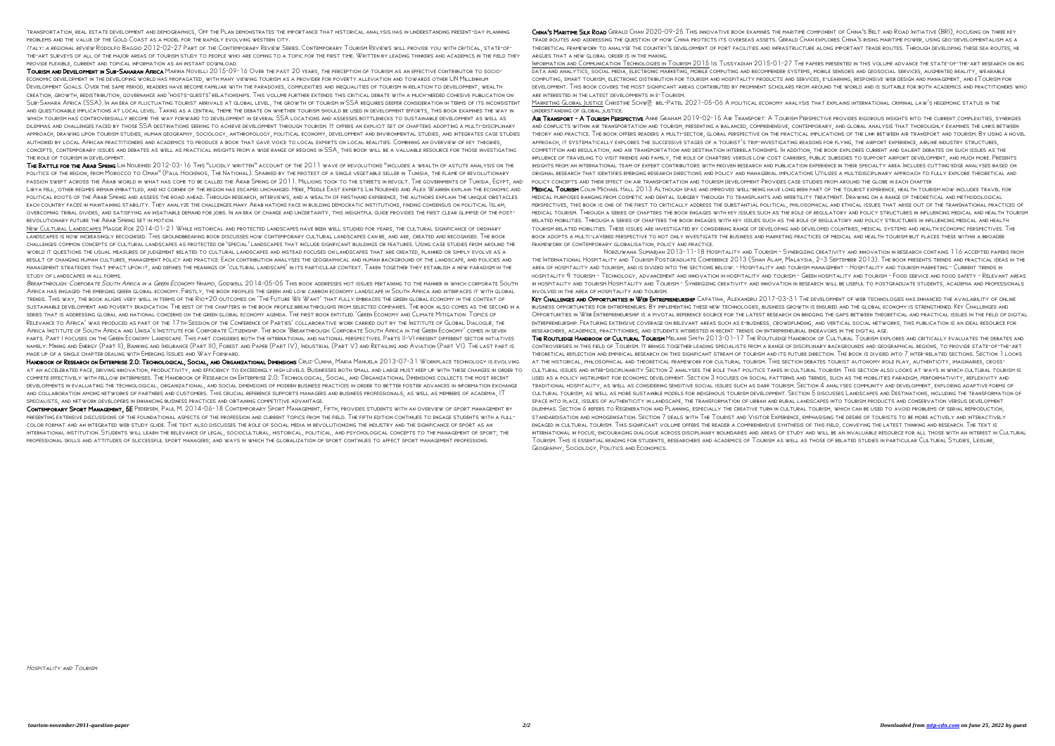transportation, real estate development and demographics, Off the Plan demonstrates the importance that historical analysis has in understanding present-day planning problems and the value of the Gold Coast as a model for the rapidly evolving western city.

*Italy: a regional review* Rodolfo Baggio 2012-02-27 Part of the Contemporary Review Series. Contemporary Tourism Reviews will provide you with critical, state-of-the-art surveys of all of the major areas of tourism study to people who are coming to a topic for the first time. Written by leading thinkers and academics in the field they provide flexible, current and topical information as an instant download.

**Tourism and Development in Sub-Saharan Africa** Marina Novelli 2015-09-16 Over the past 20 years, the perception of tourism as an effective contributor to socio-economic development in the developing world has propagated, with many viewing tourism as a provider for poverty alleviation and towards other UN Millennium Development Goals. Over the same period, readers have become familiar with the paradoxes, complexities and inequalities of tourism in relation to development, wealth creation, growth, redistribution, governance and 'hosts-guests' relationships. This volume further extends this critical debate with a much-needed cohesive publication on Sub-Sahara Africa (SSA). In an era of fluctuating tourist arrivals at global level, the growth of tourism in SSA requires deeper consideration in terms of its inconsistent and questionable implications at local level. Taking as a central theme the debate on whether tourism should be used in development efforts, this book examines the way in which tourism has controversially become the way forward to development in several SSA locations and assesses bottlenecks to sustainable development as well as dilemmas and challenges faced by those SSA destinations seeking to achieve development through tourism. It offers an explicit set of chapters adopting a multi-disciplinary approach, drawing upon tourism studies, human geography, sociology, anthropology, political economy, development and environmental studies, and integrates case studies authored by local African practitioners and academics to produce a book that gave voice to local experts on local realities. Combining an overview of key theories, concepts, contemporary issues and debates as well as practical insights from a wide range of regions in SSA, this book will be a valuable resource for those investigating the role of tourism in development.

**The Battle for the Arab Spring** Lin Noueihed 2012-03-16 This "lucidly written" account of the 2011 wave of revolutions "includes a wealth of astute analysis on the politics of the region, from Morocco to Oman" (Paul Hockenos, The National). Sparked by the protest of a single vegetable seller in Tunisia, the flame of revolutionary passion swept across the Arab world in what has come to be called the Arab Spring of 2011. Millions took to the streets in revolt. The governments of Tunisia, Egypt, and Libya fell, other regimes remain embattled, and no corner of the region has escaped unchanged. Here, Middle East experts Lin Noueihed and Alex Warren explain the economic and political roots of the Arab Spring and assess the road ahead. Through research, interviews, and a wealth of firsthand experience, the authors explain the unique obstacles each country faces in maintaining stability. They analyze the challenges many Arab nations face in building democratic institutions, finding consensus on political Islam, overcoming tribal divides, and satisfying an insatiable demand for jobs. In an era of change and uncertainty, this insightful guide provides the first clear glimpse of the post-revolutionary future the Arab Spring set in motion.

New Cultural Landscapes Maggie Roe 2014-01-21 While historical and protected landscapes have been well studied for years, the cultural significance of ordinary landscapes is now increasingly recognised. This groundbreaking book discusses how contemporary cultural landscapes can be, and are, created and recognised. The book challenges common concepts of cultural landscapes as protected or 'special' landscapes that include significant buildings or features. Using case studies from around the world it questions the usual measures of judgement related to cultural landscapes and instead focuses on landscapes that are created, planned or simply evolve as a result of changing human cultures, management policy and practice. Each contribution analyses the geographical and human background of the landscape, and policies and management strategies that impact upon it, and defines the meanings of 'cultural landscape' in its particular context. Taken together they establish a new paradigm in the study of landscapes in all forms.

*Breakthrough: Corporate South Africa in a Green Economy* Nhamo, Godwell 2014-05-05 This book addresses hot issues pertaining to the manner in which corporate South Africa has engaged the emerging green global economy. Firstly, the book profiles the green and low carbon economy landscape in South Africa and interfaces it with global trends. This way, the book aligns very well in terms of the Rio+20 outcomes on 'The Future We Want' that fully embraces the green global economy in the context of sustainable development and poverty eradication. The rest of the chapters in the book profile breakthroughs from selected companies. The book also comes as the second in a series that is addressing global and national concerns on the green global economy agenda. The first book entitled 'Green Economy and Climate Mitigation: Topics of Relevance to Africa' was produced as part of the 17th Session of the Conference of Parties' collaborative work carried out by the Institute of Global Dialogue, the Africa Institute of South Africa and Unisa's Institute for Corporate Citizenship. The book 'Breakthrough: Corporate South Africa in the Green Economy' comes in seven parts. Part I focuses on the Green Economy Landscape. This part considers both the international and national perspectives. Parts II-VI present different sector initiatives namely: Mining and Energy (Part II), Banking and Insurance (Part III), Forest and Paper (Part IV), Industrial (Part V) and Retailing and Aviation (Part VI). The last part is made up of a single chapter dealing with Emerging Issues and Way Forward.

**Handbook of Research on Enterprise 2.0: Technological, Social, and Organizational Dimensions** Cruz-Cunha, Maria Manuela 2013-07-31 Workplace technology is evolving at an accelerated pace, driving innovation, productivity, and efficiency to exceedingly high levels. Businesses both small and large must keep up with these changes in order to compete effectively with fellow enterprises. The Handbook of Research on Enterprise 2.0: Technological, Social, and Organizational Dimensions collects the most recent developments in evaluating the technological, organizational, and social dimensions of modern business practices in order to better foster advances in information exchange and collaboration among networks of partners and customers. This crucial reference supports managers and business professionals, as well as members of academia, IT specialists, and network developers in enhancing business practices and obtaining competitive advantage.

**Contemporary Sport Management, 5E** Pedersen, Paul M. 2014-06-18 Contemporary Sport Management, Fifth, provides students with an overview of sport management by presenting extensive discussions of the foundational aspects of the profession and current topics from the field. The fifth edition continues to engage students with a full-color format and an integrated web study guide. The text also discusses the role of social media in revolutionizing the industry and the significance of sport as an international institution. Students will learn the relevance of legal, sociocultural, historical, political, and psychological concepts to the management of sport; the professional skills and attitudes of successful sport managers; and ways in which the globalization of sport continues to affect sport management professions.

**China's Maritime Silk Road** Gerald Chan 2020-09-25 This innovative book examines the maritime component of China's Belt and Road Initiative (BRI), focusing on three key trade routes and addressing the question of how China protects its overseas assets. Gerald Chan explores China's rising maritime power, using geo-developmentalism as a theoretical framework to analyse the country's development of port facilities and infrastructure along important trade routes. Through developing these sea routes, he argues that a new global order is in the making.

Information and Communication Technologies in Tourism 2015 Iis Tussyadiah 2015-01-27 The papers presented in this volume advance the state-of-the-art research on big data and analytics, social media, electronic marketing, mobile computing and recommender systems, mobile sensors and geosocial services, augmented reality, wearable computing, smart tourism, electronic distribution for tourism and hospitality products and services, e-learning, responsive web design and management, and eTourism for development. This book covers the most significant areas contributed by prominent scholars from around the world and is suitable for both academics and practitioners who are interested in the latest developments in e-Tourism.

Marketing Global Justice Christine Schw bel-Patel 2021-05-06 A political economy analysis that explains international criminal law's hegemonic status in the understanding of global justice.

**Air Transport - A Tourism Perspective** Anne Graham 2019-02-15 Air Transport: A Tourism Perspective provides rigorous insights into the current complexities, synergies and conflicts within air transportation and tourism, presenting a balanced, comprehensive, contemporary, and global analysis that thoroughly examines the links between theory and practice. The book offers readers a multi-sector, global perspective on the practical implications of the link between air transport and tourism. By using a novel approach, it systematically explores the successive stages of a tourist's trip-investigating reasons for flying, the airport experience, airline industry structures, competition and regulation, and air transportation and destination interrelationships. In addition, the book explores current and salient debates on such issues as the influence of traveling to visit friends and family, the role of charters versus low cost carriers, public subsidies to support airport development, and much more. Presents insights from an international team of expert contributors with proven research and publication experience in their specialty area Includes cutting-edge analyses based on original research that identifies emerging research directions and policy and managerial implications Utilizes a multidisciplinary approach to fully explore theoretical and policy concepts and their effect on air transportation and tourism development Provides case studies from around the globe in each chapter

**Medical Tourism** Colin Michael Hall 2013 Although spas and improved well-being have long been part of the tourist experience, health tourism now includes travel for medical purposes ranging from cosmetic and dental surgery through to transplants and infertility treatment. Drawing on a range of theoretical and methodological perspectives, this book is one of the first to critically address the substantial political, philosophical and ethical issues that arise out of the transnational practices of medical tourism. Through a series of chapters the book engages with key issues such as the role of regulatory and policy structures in influencing medical and health tourism related mobilities. Through a series of chapters the book engages with key issues such as the role of regulatory and policy structures in influencing medical and health tourism related mobilities. These issues are investigated by considering range of developing and developed countries, medical systems and health economic perspectives. The book adopts a multi-layered perspective to not only investigate the business and marketing practices of medical and health tourism but places these within a broader framework of contemporary globalisation, policy and practice.

Norzuwana Sumarjan 2013-11-18 Hospitality and Tourism - Synergizing creativity and innovation in research contains 116 accepted papers from the International Hospitality and Tourism Postgraduate Conference 2013 (Shah Alam, Malaysia, 2–3 September 2013). The book presents trends and practical ideas in the area of hospitality and tourism, and is divided into the sections below: - Hospitality and tourism management - Hospitality and tourism marketing - Current trends in hospitality & tourism - Technology, advancement and innovation in hospitality and tourism - Green hospitality and tourism - Food service and food safety - Relevant areas in hospitality and tourism Hospitality and Tourism - Synergizing creativity and innovation in research will be useful to postgraduate students, academia and professionals involved in the area of hospitality and tourism.

**Key Challenges and Opportunities in Web Entrepreneurship** Capatina, Alexandru 2017-03-31 The development of web technologies has enhanced the availability of online business opportunities for entrepreneurs. By implementing these new technologies, business growth is ensured and the global economy is strengthened. Key Challenges and Opportunities in Web Entrepreneurship is a pivotal reference source for the latest research on bridging the gaps between theoretical and practical issues in the field of digital entrepreneurship. Featuring extensive coverage on relevant areas such as e-business, crowdfunding, and vertical social networks, this publication is an ideal resource for researchers, academics, practitioners, and students interested in recent trends on entrepreneurial endeavors in the digital age.

**The Routledge Handbook of Cultural Tourism** Melanie Smith 2013-01-17 The Routledge Handbook of Cultural Tourism explores and critically evaluates the debates and controversies in this field of Tourism. It brings together leading specialists from a range of disciplinary backgrounds and geographical regions, to provide state-of-the-art theoretical reflection and empirical research on this significant stream of tourism and its future direction. The book is divided into 7 inter-related sections. Section 1 looks at the historical, philosophical and theoretical framework for cultural tourism. This section debates tourist autonomy role play, authenticity, imaginaries, cross-cultural issues and inter-disciplinarity Section 2 analyses the role that politics takes in cultural tourism. This section also looks at ways in which cultural tourism is used as a policy instrument for economic development. Section 3 focuses on social patterns and trends, such as the mobilities paradigm, performativity, reflexivity and traditional hospitality, as well as considering sensitive social issues such as dark tourism. Section 4 analyses community and development, exploring adaptive forms of cultural tourism, as well as more sustainable models for indigenous tourism development. Section 5 discusses Landscapes and Destinations, including the transformation of space into place, issues of authenticity in landscape, the transformation of urban and rural landscapes into tourism products and conservation versus development dilemmas. Section 6 refers to Regeneration and Planning, especially the creative turn in cultural tourism, which can be used to avoid problems of serial reproduction, standardisation and homogenisation. Section 7 deals with The Tourist and Visitor Experience, emphasising the desire of tourists to be more actively and interactively engaged in cultural tourism. This significant volume offers the reader a comprehensive synthesis of this field, conveying the latest thinking and research. The text is international in focus, encouraging dialogue across disciplinary boundaries and areas of study and will be an invaluable resource for all those with an interest in Cultural Tourism. This is essential reading for students, researchers and academics of Tourism as well as those of related studies in particular Cultural Studies, Leisure, Geography, Sociology, Politics and Economics.

Hospitality and Tourism